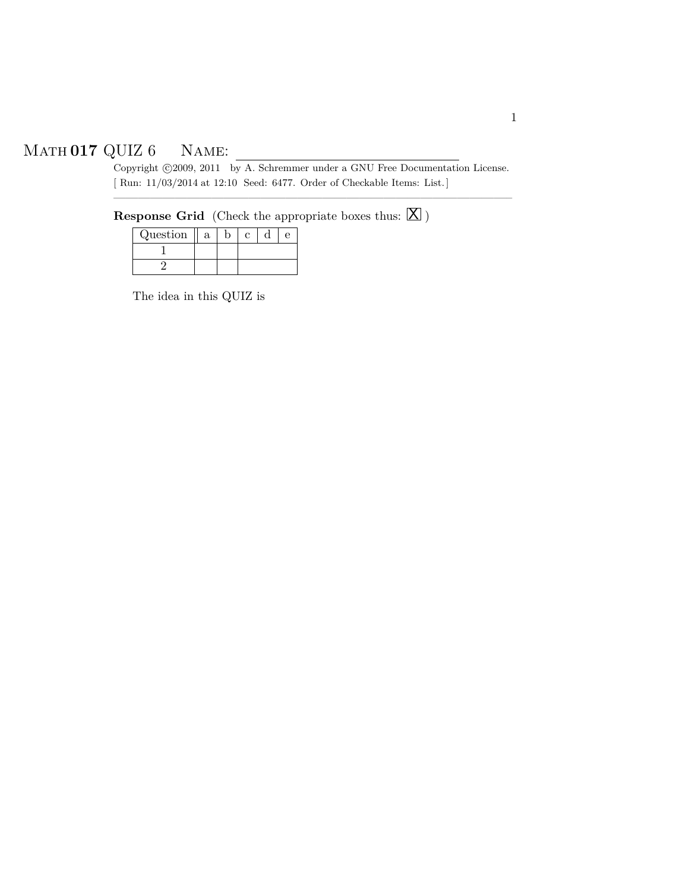# MATH **017** QUIZ 6 NAME: ____________________

Copyright ©2009, 2011 by A. Schremmer under a GNU Free Documentation License.
[ Run: 11/03/2014 at 12:10 Seed: 6477. Order of Checkable Items: List.]

---

**Response Grid** (Check the appropriate boxes thus: ☒ )

| Question | a | b | c | d | e |
|---|---|---|---|---|---|
| 1 | | | | | |
| 2 | | | | | |

The idea in this QUIZ is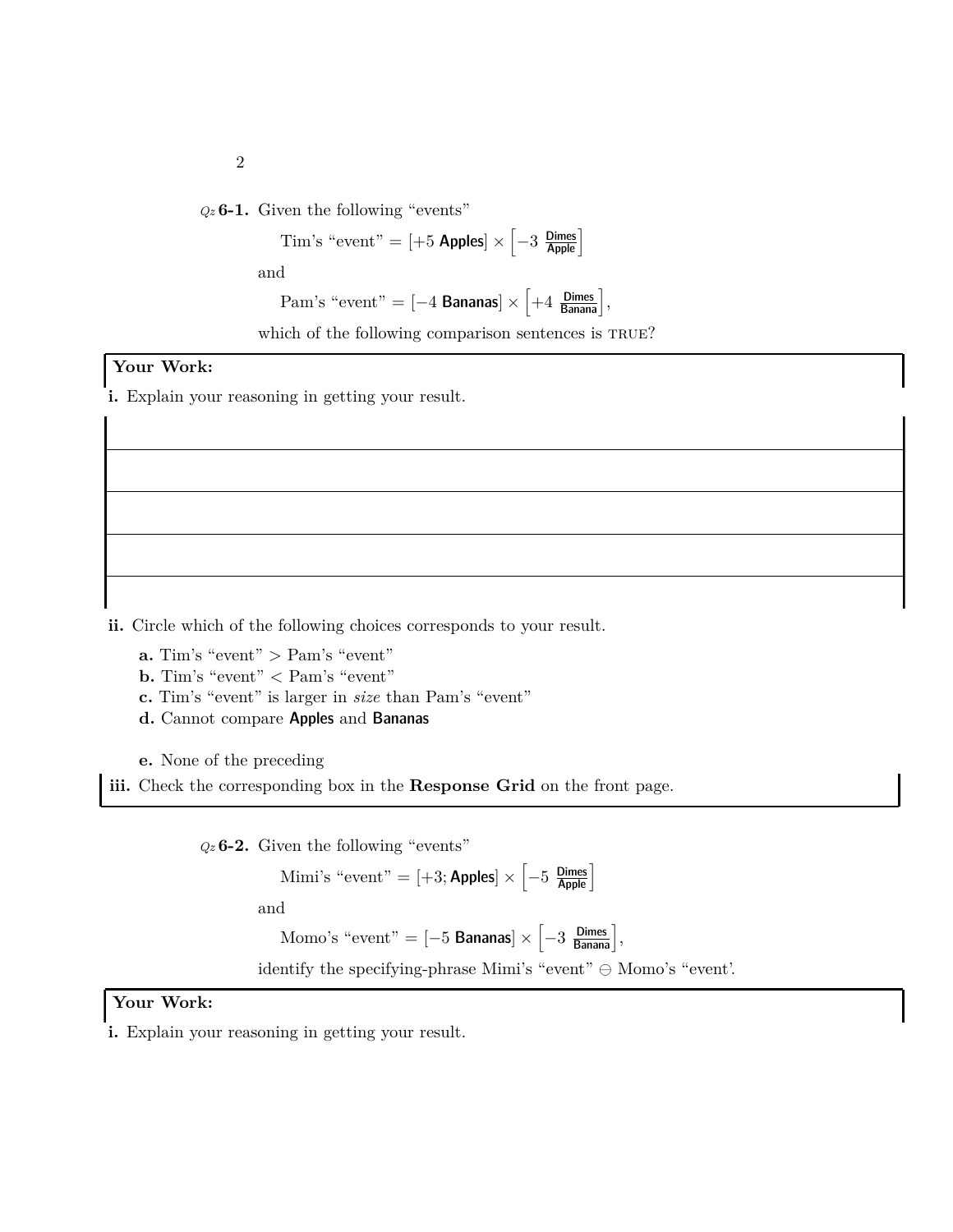*Qz* **6-1.** Given the following "events"

$$\text{Tim's "event"} = [+5 \ \textsf{Apples}] \times \left[-3 \ \frac{\textsf{Dimes}}{\textsf{Apple}}\right]$$

and

$$\text{Pam's "event"} = [-4 \ \textsf{Bananas}] \times \left[+4 \ \frac{\textsf{Dimes}}{\textsf{Banana}}\right],$$

which of the following comparison sentences is TRUE?

**Your Work:**

**i.** Explain your reasoning in getting your result.

**ii.** Circle which of the following choices corresponds to your result.

**a.** Tim's "event" > Pam's "event"
**b.** Tim's "event" < Pam's "event"
**c.** Tim's "event" is larger in *size* than Pam's "event"
**d.** Cannot compare **Apples** and **Bananas**

**e.** None of the preceding

**iii.** Check the corresponding box in the **Response Grid** on the front page.

*Qz* **6-2.** Given the following "events"

$$\text{Mimi's "event"} = [+3; \textsf{Apples}] \times \left[-5 \ \frac{\textsf{Dimes}}{\textsf{Apple}}\right]$$

and

$$\text{Momo's "event"} = [-5 \ \textsf{Bananas}] \times \left[-3 \ \frac{\textsf{Dimes}}{\textsf{Banana}}\right],$$

identify the specifying-phrase Mimi's "event" $\ominus$ Momo's "event'.

**Your Work:**

**i.** Explain your reasoning in getting your result.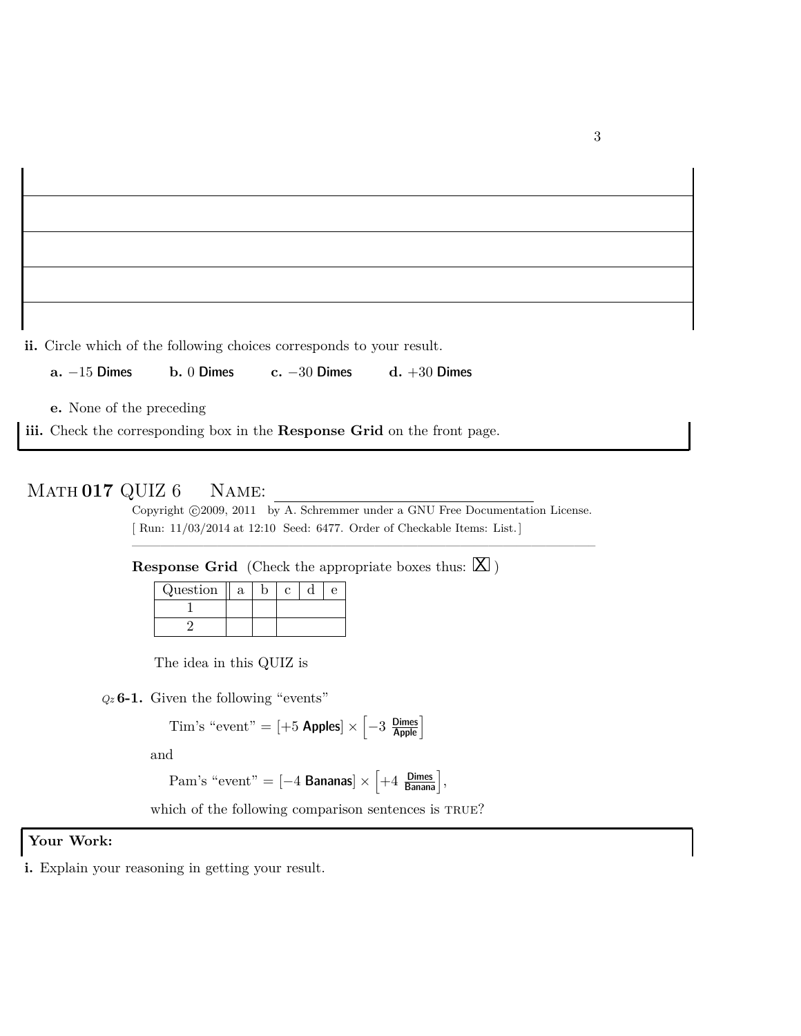**ii.** Circle which of the following choices corresponds to your result.

**a.** $-15$ **Dimes** **b.** $0$ **Dimes** **c.** $-30$ **Dimes** **d.** $+30$ **Dimes**

**e.** None of the preceding

**iii.** Check the corresponding box in the **Response Grid** on the front page.

# Math 017 QUIZ 6 Name: ____________________

Copyright ©2009, 2011 by A. Schremmer under a GNU Free Documentation License.
[ Run: 11/03/2014 at 12:10 Seed: 6477. Order of Checkable Items: List.]

**Response Grid** (Check the appropriate boxes thus: ☒ )

| Question | a | b | c | d | e |
|---|---|---|---|---|---|
| 1 | | | | | |
| 2 | | | | | |

The idea in this QUIZ is

*Qz* **6-1.** Given the following "events"

$$\text{Tim's "event"} = [+5 \textsf{ Apples}] \times \left[-3 \ \frac{\textsf{Dimes}}{\textsf{Apple}}\right]$$

and

$$\text{Pam's "event"} = [-4 \textsf{ Bananas}] \times \left[+4 \ \frac{\textsf{Dimes}}{\textsf{Banana}}\right],$$

which of the following comparison sentences is TRUE?

**Your Work:**

**i.** Explain your reasoning in getting your result.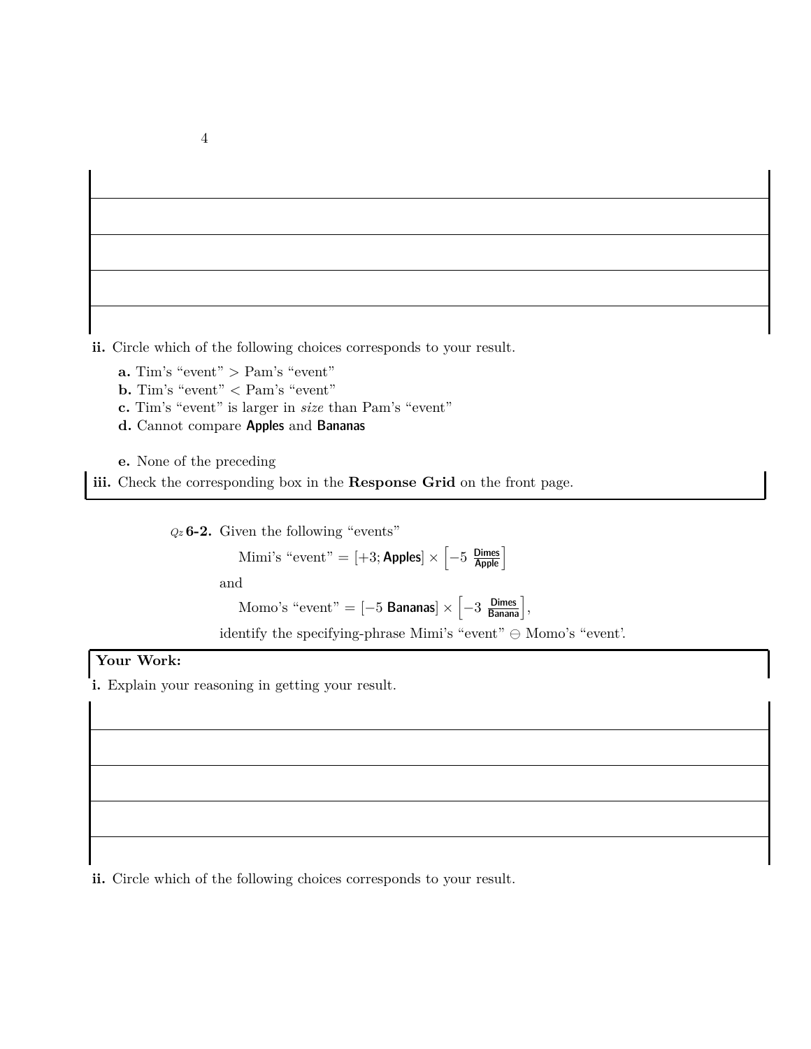ii. Circle which of the following choices corresponds to your result.

**a.** Tim's "event" > Pam's "event"
**b.** Tim's "event" < Pam's "event"
**c.** Tim's "event" is larger in *size* than Pam's "event"
**d.** Cannot compare **Apples** and **Bananas**

**e.** None of the preceding

**iii.** Check the corresponding box in the **Response Grid** on the front page.

*Qz* **6-2.** Given the following "events"

Mimi's "event" $= [+3;\textsf{Apples}] \times \left[-5\ \frac{\textsf{Dimes}}{\textsf{Apple}}\right]$

and

Momo's "event" $= [-5\ \textsf{Bananas}] \times \left[-3\ \frac{\textsf{Dimes}}{\textsf{Banana}}\right]$,

identify the specifying-phrase Mimi's "event" $\ominus$ Momo's "event'.

**Your Work:**

**i.** Explain your reasoning in getting your result.

**ii.** Circle which of the following choices corresponds to your result.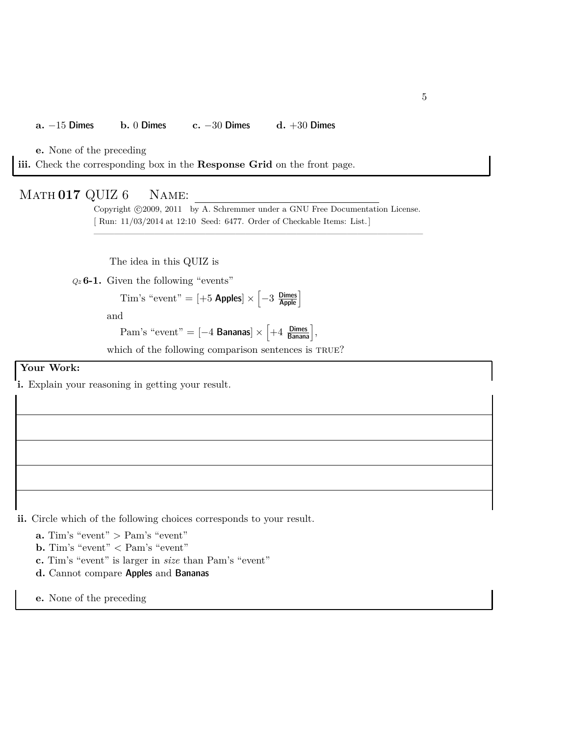**a.** $-15$ **Dimes** **b.** $0$ **Dimes** **c.** $-30$ **Dimes** **d.** $+30$ **Dimes**

**e.** None of the preceding

**iii.** Check the corresponding box in the **Response Grid** on the front page.

# MATH **017** QUIZ 6 NAME: ____________________

Copyright ©2009, 2011 by A. Schremmer under a GNU Free Documentation License.
[ Run: 11/03/2014 at 12:10 Seed: 6477. Order of Checkable Items: List.]

---

The idea in this QUIZ is

*Qz* **6-1.** Given the following "events"

Tim's "event" $= [+5 \text{ Apples}] \times \left[-3 \ \frac{\text{Dimes}}{\text{Apple}}\right]$

and

Pam's "event" $= [-4 \text{ Bananas}] \times \left[+4 \ \frac{\text{Dimes}}{\text{Banana}}\right]$,

which of the following comparison sentences is TRUE?

**Your Work:**

**i.** Explain your reasoning in getting your result.

**ii.** Circle which of the following choices corresponds to your result.

**a.** Tim's "event" > Pam's "event"
**b.** Tim's "event" < Pam's "event"
**c.** Tim's "event" is larger in *size* than Pam's "event"
**d.** Cannot compare **Apples** and **Bananas**

**e.** None of the preceding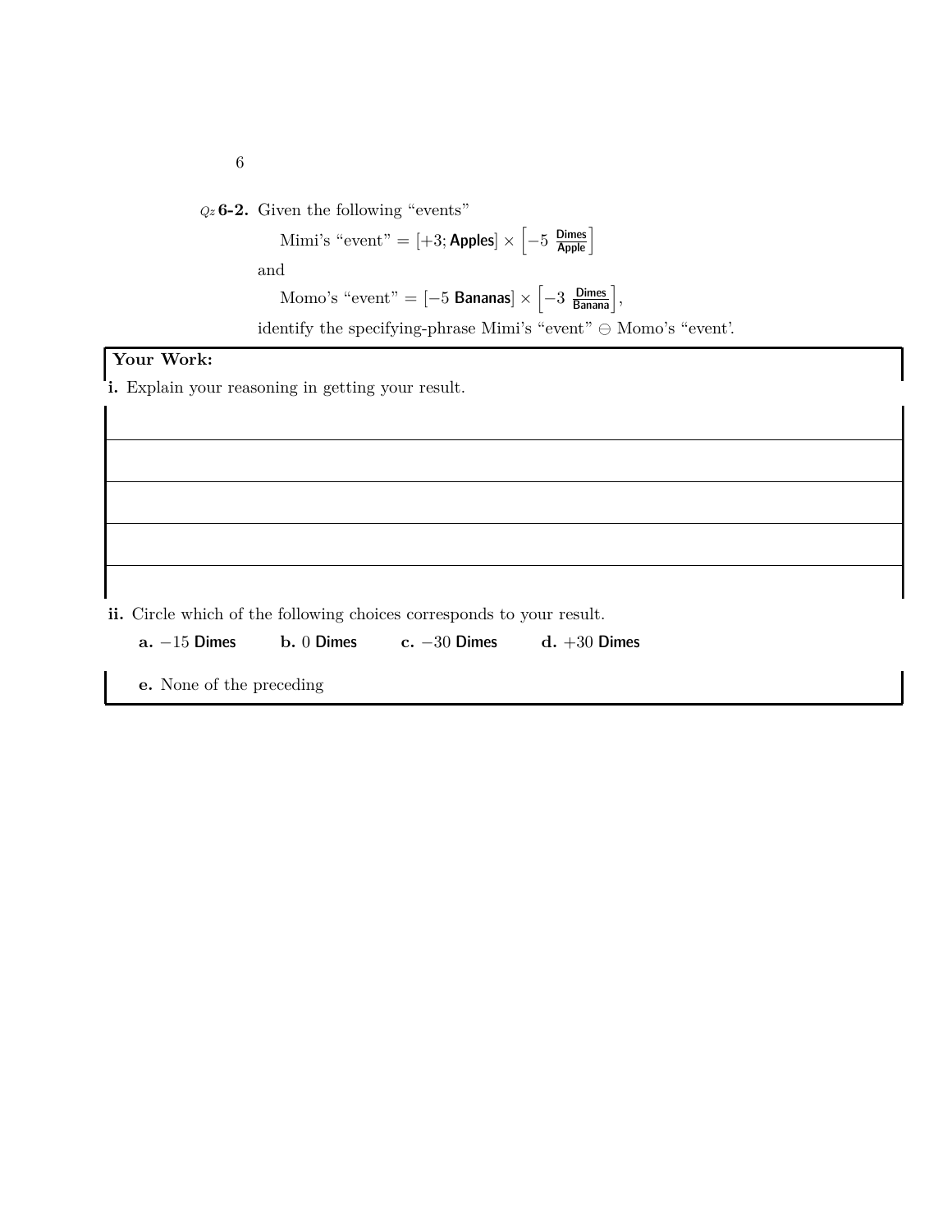*Qz* **6-2.** Given the following "events"

Mimi's "event" $= [+3; \textsf{Apples}] \times \left[-5\ \frac{\textsf{Dimes}}{\textsf{Apple}}\right]$

and

Momo's "event" $= [-5\ \textsf{Bananas}] \times \left[-3\ \frac{\textsf{Dimes}}{\textsf{Banana}}\right]$,

identify the specifying-phrase Mimi's "event" $\ominus$ Momo's "event'.

**Your Work:**

**i.** Explain your reasoning in getting your result.

**ii.** Circle which of the following choices corresponds to your result.

**a.** $-15$ Dimes  **b.** $0$ Dimes  **c.** $-30$ Dimes  **d.** $+30$ Dimes

**e.** None of the preceding